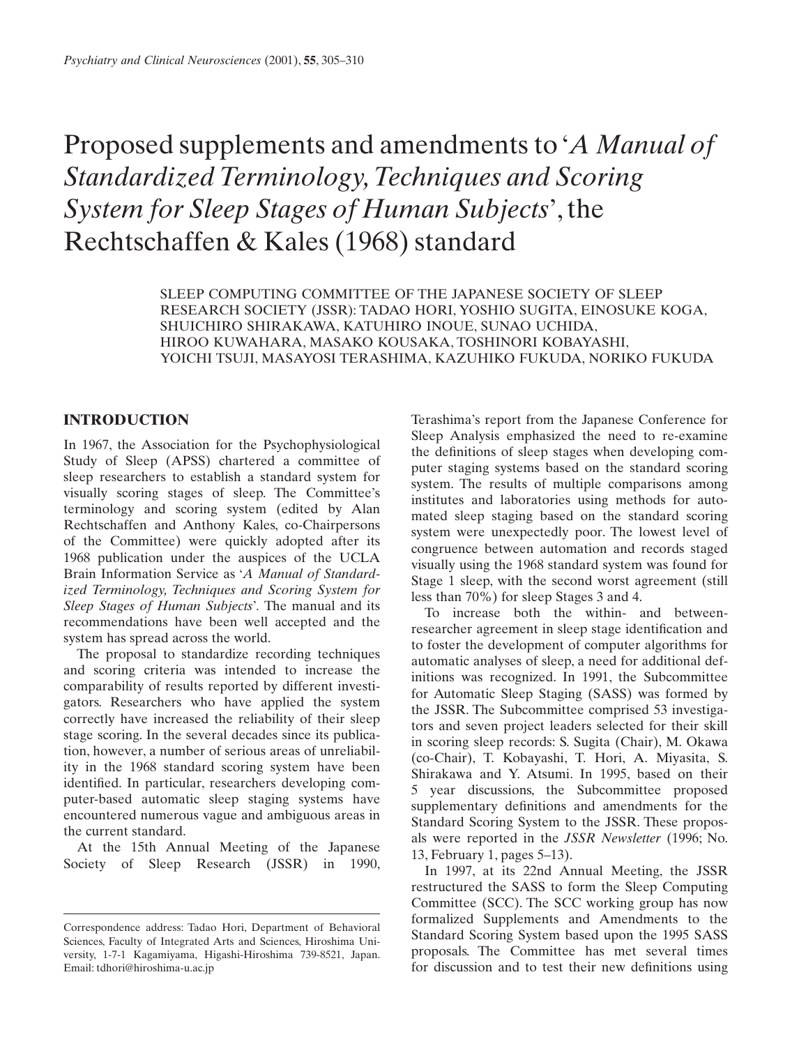# Proposed supplements and amendments to '*A Manual of Standardized Terminology, Techniques and Scoring System for Sleep Stages of Human Subjects*', the Rechtschaffen & Kales (1968) standard

SLEEP COMPUTING COMMITTEE OF THE JAPANESE SOCIETY OF SLEEP RESEARCH SOCIETY (JSSR): TADAO HORI, YOSHIO SUGITA, EINOSUKE KOGA, SHUICHIRO SHIRAKAWA, KATUHIRO INOUE, SUNAO UCHIDA, HIROO KUWAHARA, MASAKO KOUSAKA, TOSHINORI KOBAYASHI, YOICHI TSUJI, MASAYOSI TERASHIMA, KAZUHIKO FUKUDA, NORIKO FUKUDA

## INTRODUCTION

In 1967, the Association for the Psychophysiological Study of Sleep (APSS) chartered a committee of sleep researchers to establish a standard system for visually scoring stages of sleep. The Committee's terminology and scoring system (edited by Alan Rechtschaffen and Anthony Kales, co-Chairpersons of the Committee) were quickly adopted after its 1968 publication under the auspices of the UCLA Brain Information Service as '*A Manual of Standardized Terminology, Techniques and Scoring System for Sleep Stages of Human Subjects*'. The manual and its recommendations have been well accepted and the system has spread across the world.

The proposal to standardize recording techniques and scoring criteria was intended to increase the comparability of results reported by different investigators. Researchers who have applied the system correctly have increased the reliability of their sleep stage scoring. In the several decades since its publication, however, a number of serious areas of unreliability in the 1968 standard scoring system have been identified. In particular, researchers developing computer-based automatic sleep staging systems have encountered numerous vague and ambiguous areas in the current standard.

At the 15th Annual Meeting of the Japanese Society of Sleep Research (JSSR) in 1990, Terashima's report from the Japanese Conference for Sleep Analysis emphasized the need to re-examine the definitions of sleep stages when developing computer staging systems based on the standard scoring system. The results of multiple comparisons among institutes and laboratories using methods for automated sleep staging based on the standard scoring system were unexpectedly poor. The lowest level of congruence between automation and records staged visually using the 1968 standard system was found for Stage 1 sleep, with the second worst agreement (still less than 70%) for sleep Stages 3 and 4.

To increase both the within- and between-researcher agreement in sleep stage identification and to foster the development of computer algorithms for automatic analyses of sleep, a need for additional definitions was recognized. In 1991, the Subcommittee for Automatic Sleep Staging (SASS) was formed by the JSSR. The Subcommittee comprised 53 investigators and seven project leaders selected for their skill in scoring sleep records: S. Sugita (Chair), M. Okawa (co-Chair), T. Kobayashi, T. Hori, A. Miyasita, S. Shirakawa and Y. Atsumi. In 1995, based on their 5 year discussions, the Subcommittee proposed supplementary definitions and amendments for the Standard Scoring System to the JSSR. These proposals were reported in the *JSSR Newsletter* (1996; No. 13, February 1, pages 5–13).

In 1997, at its 22nd Annual Meeting, the JSSR restructured the SASS to form the Sleep Computing Committee (SCC). The SCC working group has now formalized Supplements and Amendments to the Standard Scoring System based upon the 1995 SASS proposals. The Committee has met several times for discussion and to test their new definitions using

Correspondence address: Tadao Hori, Department of Behavioral Sciences, Faculty of Integrated Arts and Sciences, Hiroshima University, 1-7-1 Kagamiyama, Higashi-Hiroshima 739-8521, Japan. Email: tdhori@hiroshima-u.ac.jp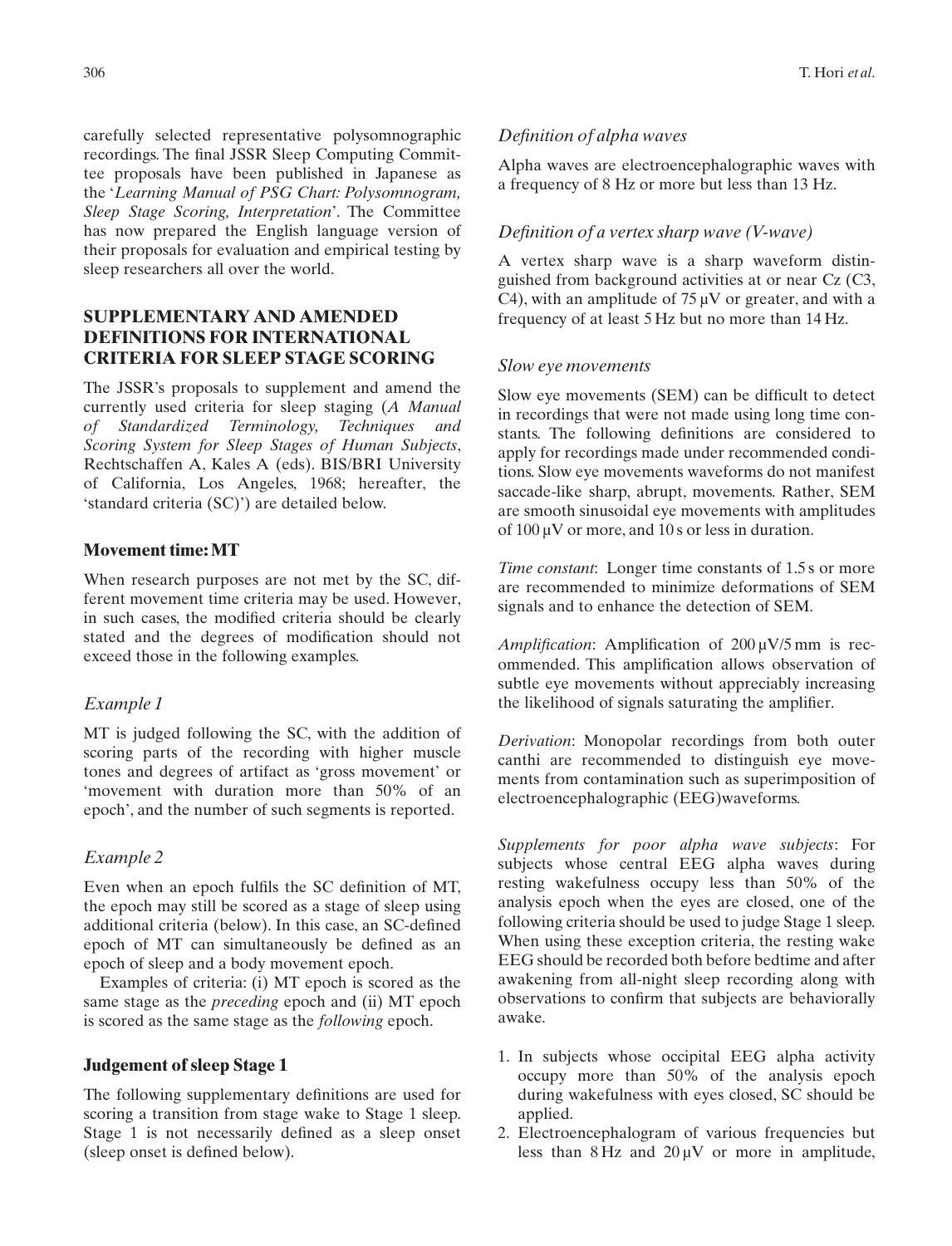carefully selected representative polysomnographic recordings. The final JSSR Sleep Computing Committee proposals have been published in Japanese as the '*Learning Manual of PSG Chart: Polysomnogram, Sleep Stage Scoring, Interpretation*'. The Committee has now prepared the English language version of their proposals for evaluation and empirical testing by sleep researchers all over the world.

## SUPPLEMENTARY AND AMENDED DEFINITIONS FOR INTERNATIONAL CRITERIA FOR SLEEP STAGE SCORING

The JSSR's proposals to supplement and amend the currently used criteria for sleep staging (*A Manual of Standardized Terminology, Techniques and Scoring System for Sleep Stages of Human Subjects*, Rechtschaffen A, Kales A (eds). BIS/BRI University of California, Los Angeles, 1968; hereafter, the 'standard criteria (SC)') are detailed below.

### Movement time: MT

When research purposes are not met by the SC, different movement time criteria may be used. However, in such cases, the modified criteria should be clearly stated and the degrees of modification should not exceed those in the following examples.

#### *Example 1*

MT is judged following the SC, with the addition of scoring parts of the recording with higher muscle tones and degrees of artifact as 'gross movement' or 'movement with duration more than 50% of an epoch', and the number of such segments is reported.

#### *Example 2*

Even when an epoch fulfils the SC definition of MT, the epoch may still be scored as a stage of sleep using additional criteria (below). In this case, an SC-defined epoch of MT can simultaneously be defined as an epoch of sleep and a body movement epoch.

Examples of criteria: (i) MT epoch is scored as the same stage as the *preceding* epoch and (ii) MT epoch is scored as the same stage as the *following* epoch.

### Judgement of sleep Stage 1

The following supplementary definitions are used for scoring a transition from stage wake to Stage 1 sleep. Stage 1 is not necessarily defined as a sleep onset (sleep onset is defined below).

#### *Definition of alpha waves*

Alpha waves are electroencephalographic waves with a frequency of 8 Hz or more but less than 13 Hz.

#### *Definition of a vertex sharp wave (V-wave)*

A vertex sharp wave is a sharp waveform distinguished from background activities at or near Cz (C3, C4), with an amplitude of 75 μV or greater, and with a frequency of at least 5 Hz but no more than 14 Hz.

#### *Slow eye movements*

Slow eye movements (SEM) can be difficult to detect in recordings that were not made using long time constants. The following definitions are considered to apply for recordings made under recommended conditions. Slow eye movements waveforms do not manifest saccade-like sharp, abrupt, movements. Rather, SEM are smooth sinusoidal eye movements with amplitudes of 100 μV or more, and 10 s or less in duration.

*Time constant*: Longer time constants of 1.5 s or more are recommended to minimize deformations of SEM signals and to enhance the detection of SEM.

*Amplification*: Amplification of 200 μV/5 mm is recommended. This amplification allows observation of subtle eye movements without appreciably increasing the likelihood of signals saturating the amplifier.

*Derivation*: Monopolar recordings from both outer canthi are recommended to distinguish eye movements from contamination such as superimposition of electroencephalographic (EEG)waveforms.

*Supplements for poor alpha wave subjects*: For subjects whose central EEG alpha waves during resting wakefulness occupy less than 50% of the analysis epoch when the eyes are closed, one of the following criteria should be used to judge Stage 1 sleep. When using these exception criteria, the resting wake EEG should be recorded both before bedtime and after awakening from all-night sleep recording along with observations to confirm that subjects are behaviorally awake.

1. In subjects whose occipital EEG alpha activity occupy more than 50% of the analysis epoch during wakefulness with eyes closed, SC should be applied.
2. Electroencephalogram of various frequencies but less than 8 Hz and 20 μV or more in amplitude,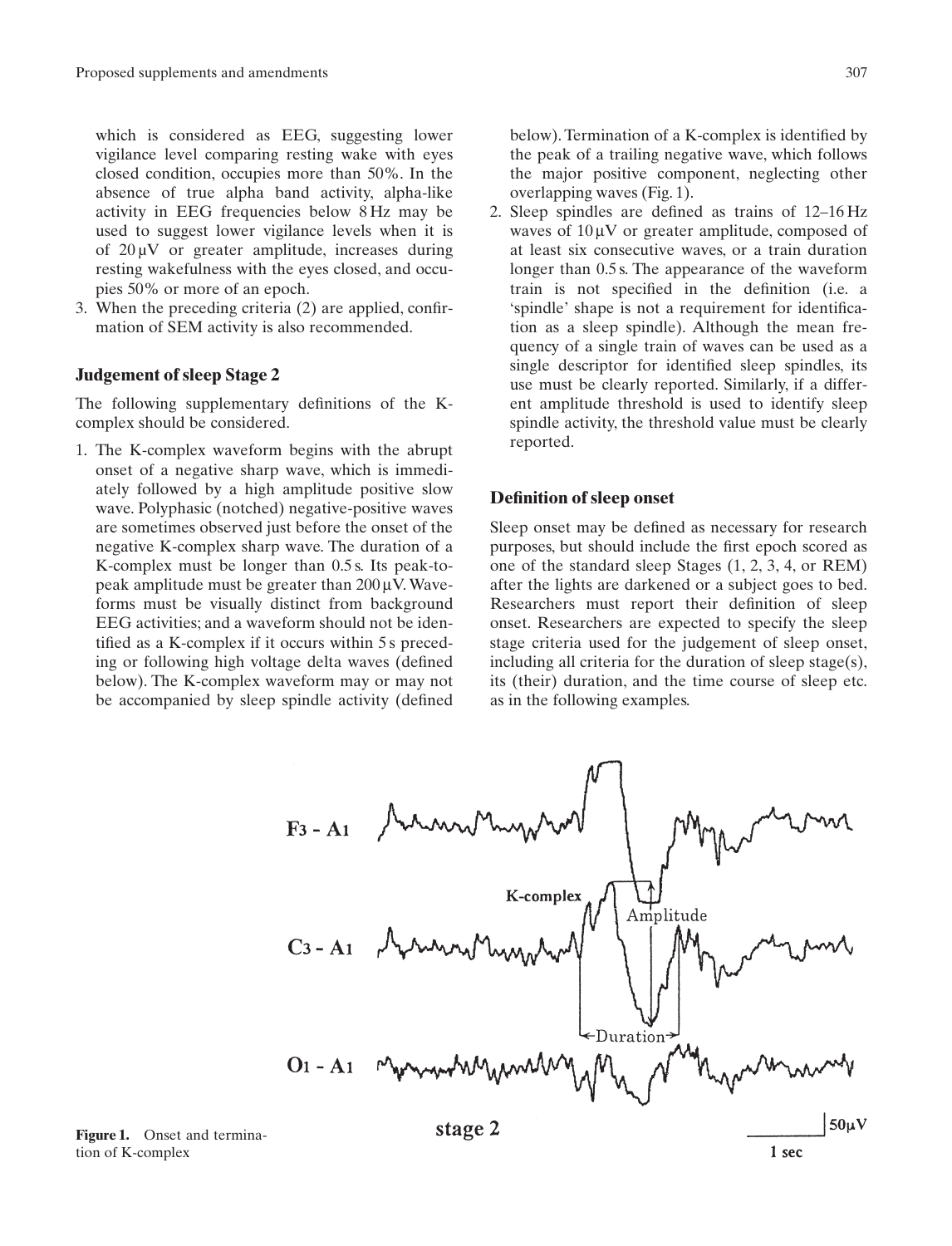which is considered as EEG, suggesting lower vigilance level comparing resting wake with eyes closed condition, occupies more than 50%. In the absence of true alpha band activity, alpha-like activity in EEG frequencies below 8 Hz may be used to suggest lower vigilance levels when it is of 20 µV or greater amplitude, increases during resting wakefulness with the eyes closed, and occupies 50% or more of an epoch.

3. When the preceding criteria (2) are applied, confirmation of SEM activity is also recommended.

## Judgement of sleep Stage 2

The following supplementary definitions of the K-complex should be considered.

1. The K-complex waveform begins with the abrupt onset of a negative sharp wave, which is immediately followed by a high amplitude positive slow wave. Polyphasic (notched) negative-positive waves are sometimes observed just before the onset of the negative K-complex sharp wave. The duration of a K-complex must be longer than 0.5 s. Its peak-to-peak amplitude must be greater than 200 µV. Waveforms must be visually distinct from background EEG activities; and a waveform should not be identified as a K-complex if it occurs within 5 s preceding or following high voltage delta waves (defined below). The K-complex waveform may or may not be accompanied by sleep spindle activity (defined below). Termination of a K-complex is identified by the peak of a trailing negative wave, which follows the major positive component, neglecting other overlapping waves (Fig. 1).
2. Sleep spindles are defined as trains of 12–16 Hz waves of 10 µV or greater amplitude, composed of at least six consecutive waves, or a train duration longer than 0.5 s. The appearance of the waveform train is not specified in the definition (i.e. a 'spindle' shape is not a requirement for identification as a sleep spindle). Although the mean frequency of a single train of waves can be used as a single descriptor for identified sleep spindles, its use must be clearly reported. Similarly, if a different amplitude threshold is used to identify sleep spindle activity, the threshold value must be clearly reported.

## Definition of sleep onset

Sleep onset may be defined as necessary for research purposes, but should include the first epoch scored as one of the standard sleep Stages (1, 2, 3, 4, or REM) after the lights are darkened or a subject goes to bed. Researchers must report their definition of sleep onset. Researchers are expected to specify the sleep stage criteria used for the judgement of sleep onset, including all criteria for the duration of sleep stage(s), its (their) duration, and the time course of sleep etc. as in the following examples.

**Figure 1.** Onset and termination of K-complex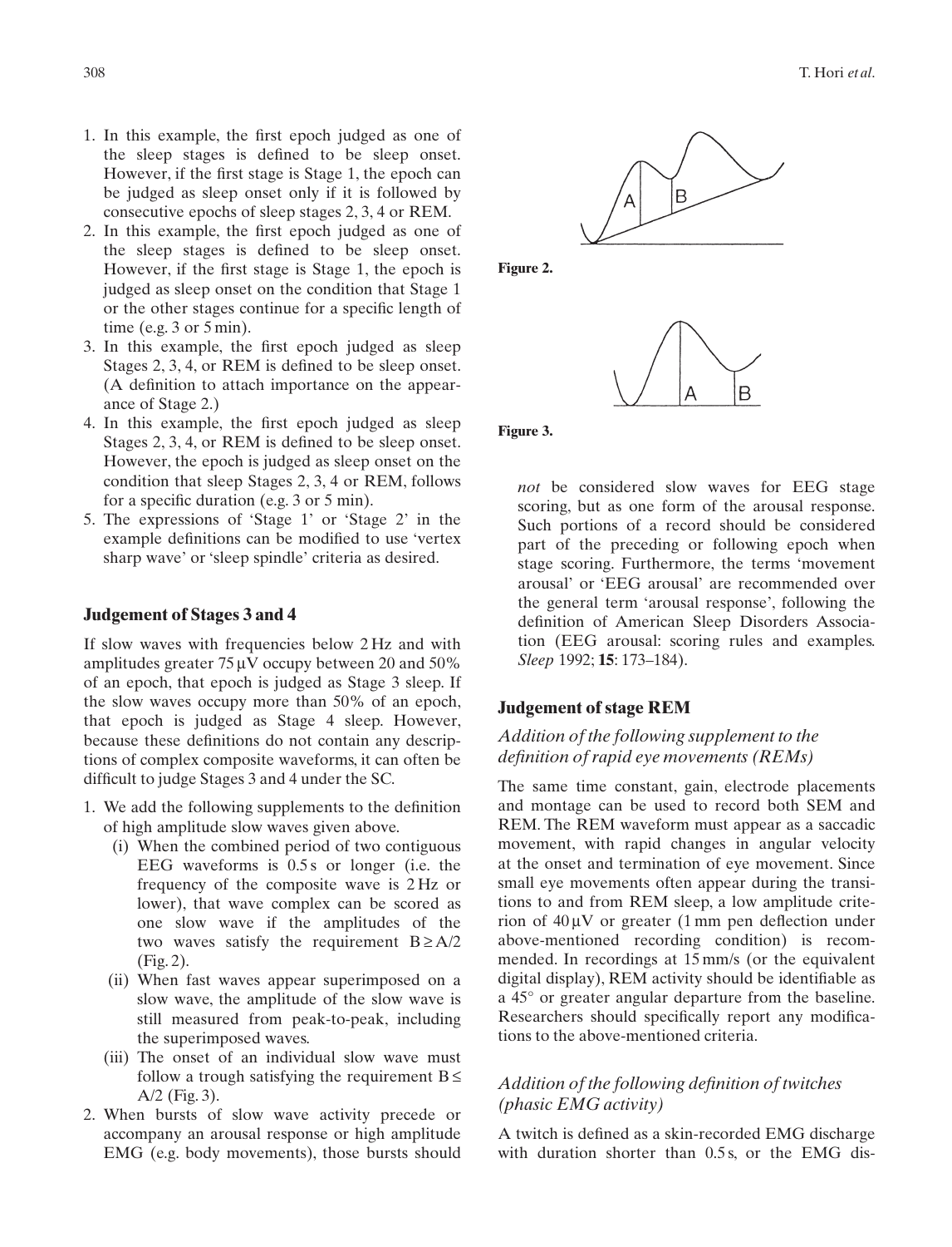1. In this example, the first epoch judged as one of the sleep stages is defined to be sleep onset. However, if the first stage is Stage 1, the epoch can be judged as sleep onset only if it is followed by consecutive epochs of sleep stages 2, 3, 4 or REM.
2. In this example, the first epoch judged as one of the sleep stages is defined to be sleep onset. However, if the first stage is Stage 1, the epoch is judged as sleep onset on the condition that Stage 1 or the other stages continue for a specific length of time (e.g. 3 or 5 min).
3. In this example, the first epoch judged as sleep Stages 2, 3, 4, or REM is defined to be sleep onset. (A definition to attach importance on the appearance of Stage 2.)
4. In this example, the first epoch judged as sleep Stages 2, 3, 4, or REM is defined to be sleep onset. However, the epoch is judged as sleep onset on the condition that sleep Stages 2, 3, 4 or REM, follows for a specific duration (e.g. 3 or 5 min).
5. The expressions of 'Stage 1' or 'Stage 2' in the example definitions can be modified to use 'vertex sharp wave' or 'sleep spindle' criteria as desired.

### Judgement of Stages 3 and 4

If slow waves with frequencies below 2 Hz and with amplitudes greater 75 µV occupy between 20 and 50% of an epoch, that epoch is judged as Stage 3 sleep. If the slow waves occupy more than 50% of an epoch, that epoch is judged as Stage 4 sleep. However, because these definitions do not contain any descriptions of complex composite waveforms, it can often be difficult to judge Stages 3 and 4 under the SC.

1. We add the following supplements to the definition of high amplitude slow waves given above.
   - (i) When the combined period of two contiguous EEG waveforms is 0.5 s or longer (i.e. the frequency of the composite wave is 2 Hz or lower), that wave complex can be scored as one slow wave if the amplitudes of the two waves satisfy the requirement $B \geq A/2$ (Fig. 2).
   - (ii) When fast waves appear superimposed on a slow wave, the amplitude of the slow wave is still measured from peak-to-peak, including the superimposed waves.
   - (iii) The onset of an individual slow wave must follow a trough satisfying the requirement $B \leq A/2$ (Fig. 3).
2. When bursts of slow wave activity precede or accompany an arousal response or high amplitude EMG (e.g. body movements), those bursts should *not* be considered slow waves for EEG stage scoring, but as one form of the arousal response. Such portions of a record should be considered part of the preceding or following epoch when stage scoring. Furthermore, the terms 'movement arousal' or 'EEG arousal' are recommended over the general term 'arousal response', following the definition of American Sleep Disorders Association (EEG arousal: scoring rules and examples. *Sleep* 1992; **15**: 173–184).

**Figure 2.**

**Figure 3.**

### Judgement of stage REM

#### *Addition of the following supplement to the definition of rapid eye movements (REMs)*

The same time constant, gain, electrode placements and montage can be used to record both SEM and REM. The REM waveform must appear as a saccadic movement, with rapid changes in angular velocity at the onset and termination of eye movement. Since small eye movements often appear during the transitions to and from REM sleep, a low amplitude criterion of 40 µV or greater (1 mm pen deflection under above-mentioned recording condition) is recommended. In recordings at 15 mm/s (or the equivalent digital display), REM activity should be identifiable as a 45° or greater angular departure from the baseline. Researchers should specifically report any modifications to the above-mentioned criteria.

#### *Addition of the following definition of twitches (phasic EMG activity)*

A twitch is defined as a skin-recorded EMG discharge with duration shorter than 0.5 s, or the EMG dis-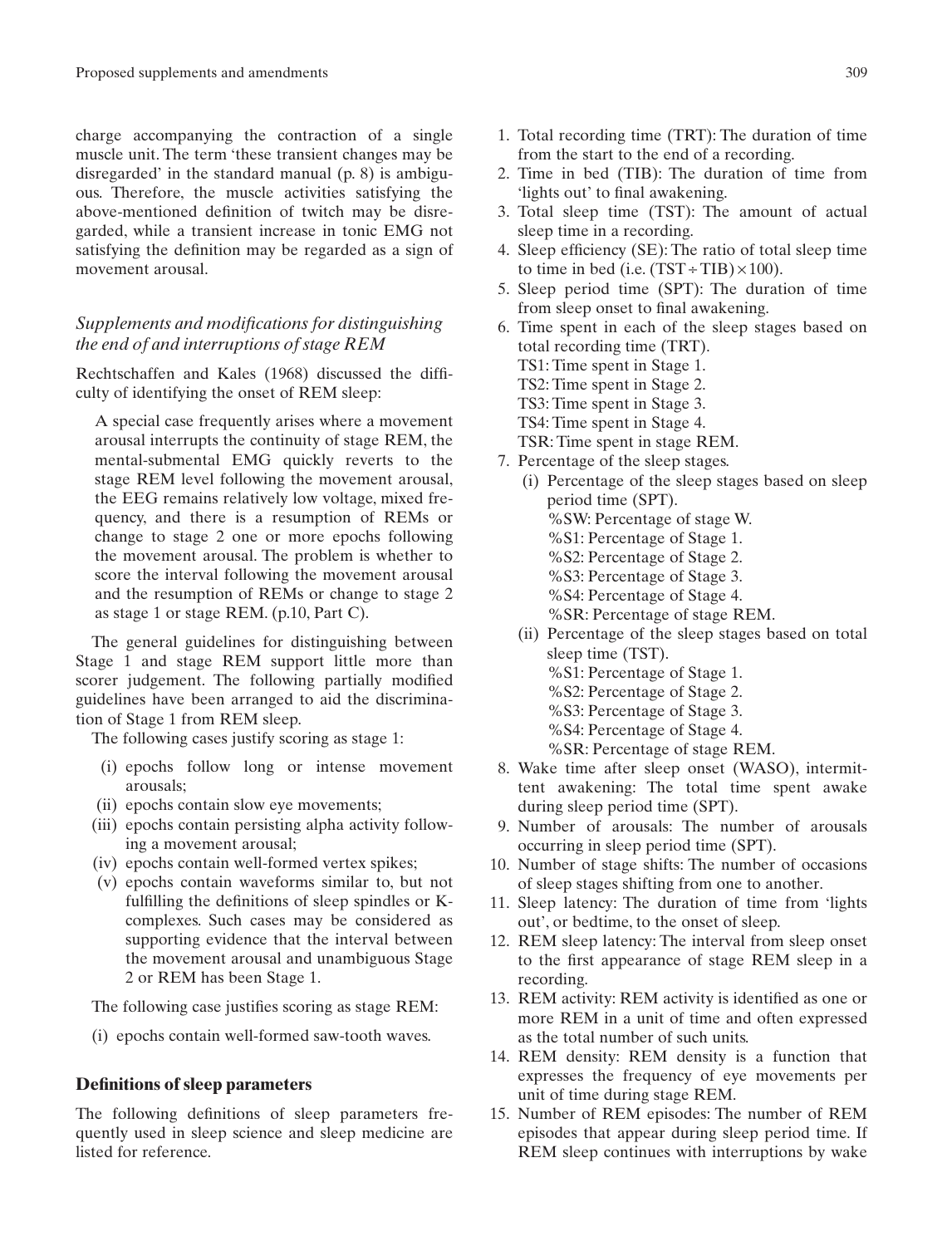charge accompanying the contraction of a single muscle unit. The term 'these transient changes may be disregarded' in the standard manual (p. 8) is ambiguous. Therefore, the muscle activities satisfying the above-mentioned definition of twitch may be disregarded, while a transient increase in tonic EMG not satisfying the definition may be regarded as a sign of movement arousal.

### *Supplements and modifications for distinguishing the end of and interruptions of stage REM*

Rechtschaffen and Kales (1968) discussed the difficulty of identifying the onset of REM sleep:

> A special case frequently arises where a movement arousal interrupts the continuity of stage REM, the mental-submental EMG quickly reverts to the stage REM level following the movement arousal, the EEG remains relatively low voltage, mixed frequency, and there is a resumption of REMs or change to stage 2 one or more epochs following the movement arousal. The problem is whether to score the interval following the movement arousal and the resumption of REMs or change to stage 2 as stage 1 or stage REM. (p.10, Part C).

The general guidelines for distinguishing between Stage 1 and stage REM support little more than scorer judgement. The following partially modified guidelines have been arranged to aid the discrimination of Stage 1 from REM sleep.

The following cases justify scoring as stage 1:

- (i) epochs follow long or intense movement arousals;
- (ii) epochs contain slow eye movements;
- (iii) epochs contain persisting alpha activity following a movement arousal;
- (iv) epochs contain well-formed vertex spikes;
- (v) epochs contain waveforms similar to, but not fulfilling the definitions of sleep spindles or K-complexes. Such cases may be considered as supporting evidence that the interval between the movement arousal and unambiguous Stage 2 or REM has been Stage 1.

The following case justifies scoring as stage REM:

- (i) epochs contain well-formed saw-tooth waves.

## Definitions of sleep parameters

The following definitions of sleep parameters frequently used in sleep science and sleep medicine are listed for reference.

1. Total recording time (TRT): The duration of time from the start to the end of a recording.
2. Time in bed (TIB): The duration of time from 'lights out' to final awakening.
3. Total sleep time (TST): The amount of actual sleep time in a recording.
4. Sleep efficiency (SE): The ratio of total sleep time to time in bed (i.e. $(\text{TST} \div \text{TIB}) \times 100$).
5. Sleep period time (SPT): The duration of time from sleep onset to final awakening.
6. Time spent in each of the sleep stages based on total recording time (TRT).
   TS1: Time spent in Stage 1.
   TS2: Time spent in Stage 2.
   TS3: Time spent in Stage 3.
   TS4: Time spent in Stage 4.
   TSR: Time spent in stage REM.
7. Percentage of the sleep stages.
   - (i) Percentage of the sleep stages based on sleep period time (SPT).
     %SW: Percentage of stage W.
     %S1: Percentage of Stage 1.
     %S2: Percentage of Stage 2.
     %S3: Percentage of Stage 3.
     %S4: Percentage of Stage 4.
     %SR: Percentage of stage REM.
   - (ii) Percentage of the sleep stages based on total sleep time (TST).
     %S1: Percentage of Stage 1.
     %S2: Percentage of Stage 2.
     %S3: Percentage of Stage 3.
     %S4: Percentage of Stage 4.
     %SR: Percentage of stage REM.
8. Wake time after sleep onset (WASO), intermittent awakening: The total time spent awake during sleep period time (SPT).
9. Number of arousals: The number of arousals occurring in sleep period time (SPT).
10. Number of stage shifts: The number of occasions of sleep stages shifting from one to another.
11. Sleep latency: The duration of time from 'lights out', or bedtime, to the onset of sleep.
12. REM sleep latency: The interval from sleep onset to the first appearance of stage REM sleep in a recording.
13. REM activity: REM activity is identified as one or more REM in a unit of time and often expressed as the total number of such units.
14. REM density: REM density is a function that expresses the frequency of eye movements per unit of time during stage REM.
15. Number of REM episodes: The number of REM episodes that appear during sleep period time. If REM sleep continues with interruptions by wake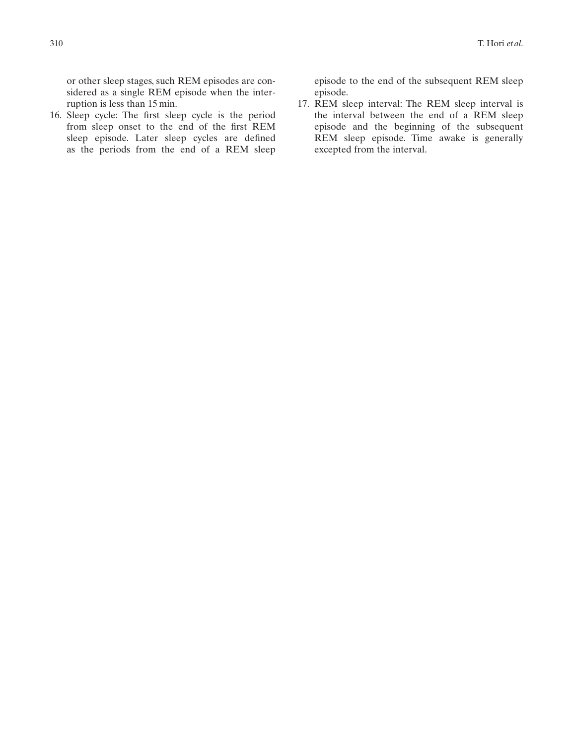or other sleep stages, such REM episodes are considered as a single REM episode when the interruption is less than 15 min.

16. Sleep cycle: The first sleep cycle is the period from sleep onset to the end of the first REM sleep episode. Later sleep cycles are defined as the periods from the end of a REM sleep episode to the end of the subsequent REM sleep episode.
17. REM sleep interval: The REM sleep interval is the interval between the end of a REM sleep episode and the beginning of the subsequent REM sleep episode. Time awake is generally excepted from the interval.